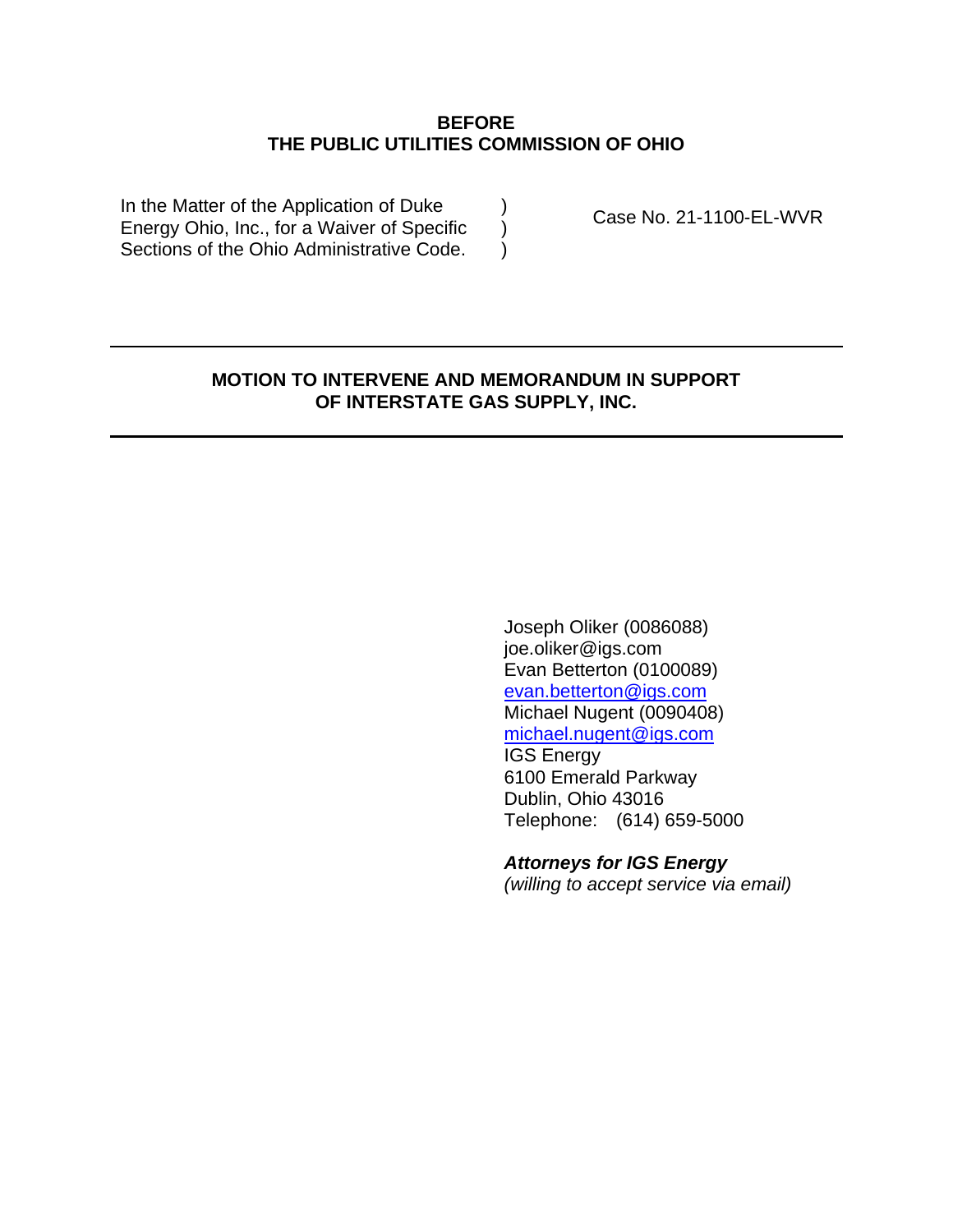**BEFORE**
**THE PUBLIC UTILITIES COMMISSION OF OHIO**

| | | |
|---|---|---|
| In the Matter of the Application of Duke Energy Ohio, Inc., for a Waiver of Specific Sections of the Ohio Administrative Code. | )<br>)<br>) | Case No. 21-1100-EL-WVR |

---

**MOTION TO INTERVENE AND MEMORANDUM IN SUPPORT OF INTERSTATE GAS SUPPLY, INC.**

---

Joseph Oliker (0086088)
joe.oliker@igs.com
Evan Betterton (0100089)
evan.betterton@igs.com
Michael Nugent (0090408)
michael.nugent@igs.com
IGS Energy
6100 Emerald Parkway
Dublin, Ohio 43016
Telephone: (614) 659-5000

***Attorneys for IGS Energy***
*(willing to accept service via email)*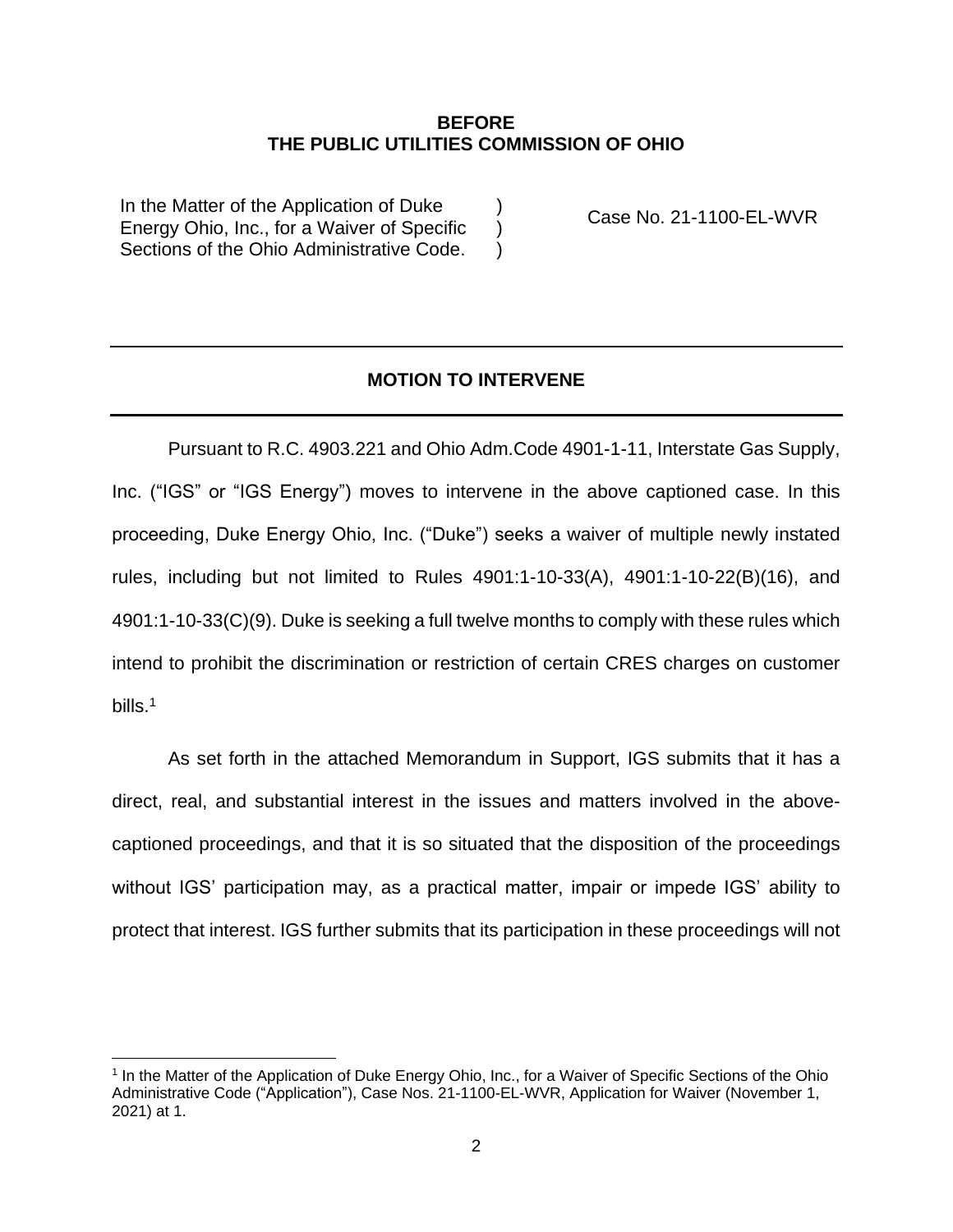**BEFORE**
**THE PUBLIC UTILITIES COMMISSION OF OHIO**

| In the Matter of the Application of Duke Energy Ohio, Inc., for a Waiver of Specific Sections of the Ohio Administrative Code. | ) ) ) | Case No. 21-1100-EL-WVR |
|---|---|---|

---

## MOTION TO INTERVENE

---

Pursuant to R.C. 4903.221 and Ohio Adm.Code 4901-1-11, Interstate Gas Supply, Inc. ("IGS" or "IGS Energy") moves to intervene in the above captioned case. In this proceeding, Duke Energy Ohio, Inc. ("Duke") seeks a waiver of multiple newly instated rules, including but not limited to Rules 4901:1-10-33(A), 4901:1-10-22(B)(16), and 4901:1-10-33(C)(9). Duke is seeking a full twelve months to comply with these rules which intend to prohibit the discrimination or restriction of certain CRES charges on customer bills.[1]

As set forth in the attached Memorandum in Support, IGS submits that it has a direct, real, and substantial interest in the issues and matters involved in the above-captioned proceedings, and that it is so situated that the disposition of the proceedings without IGS' participation may, as a practical matter, impair or impede IGS' ability to protect that interest. IGS further submits that its participation in these proceedings will not

[1] In the Matter of the Application of Duke Energy Ohio, Inc., for a Waiver of Specific Sections of the Ohio Administrative Code ("Application"), Case Nos. 21-1100-EL-WVR, Application for Waiver (November 1, 2021) at 1.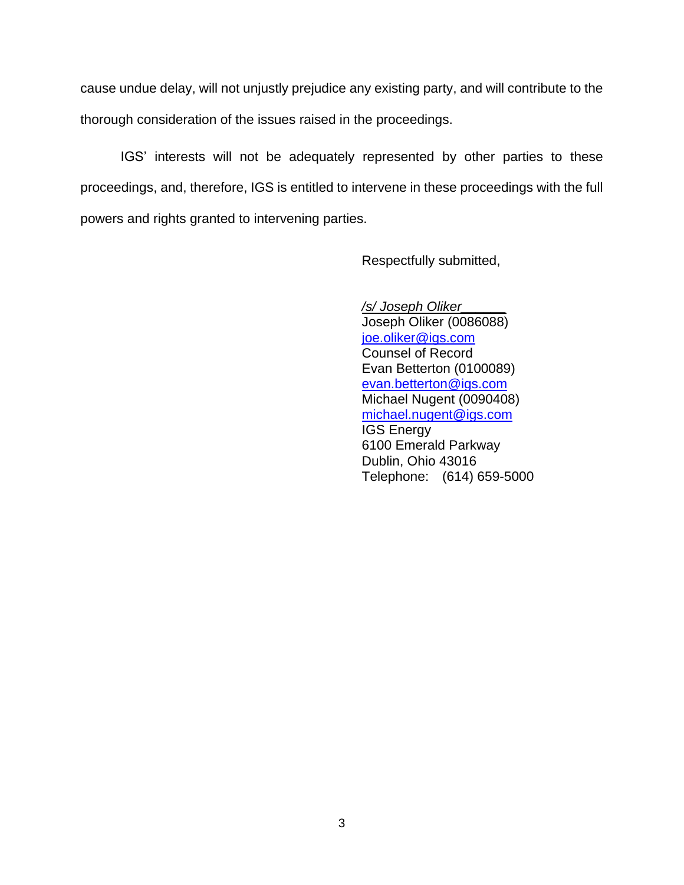cause undue delay, will not unjustly prejudice any existing party, and will contribute to the thorough consideration of the issues raised in the proceedings.

IGS' interests will not be adequately represented by other parties to these proceedings, and, therefore, IGS is entitled to intervene in these proceedings with the full powers and rights granted to intervening parties.

Respectfully submitted,

*/s/ Joseph Oliker______*
Joseph Oliker (0086088)
joe.oliker@igs.com
Counsel of Record
Evan Betterton (0100089)
evan.betterton@igs.com
Michael Nugent (0090408)
michael.nugent@igs.com
IGS Energy
6100 Emerald Parkway
Dublin, Ohio 43016
Telephone: (614) 659-5000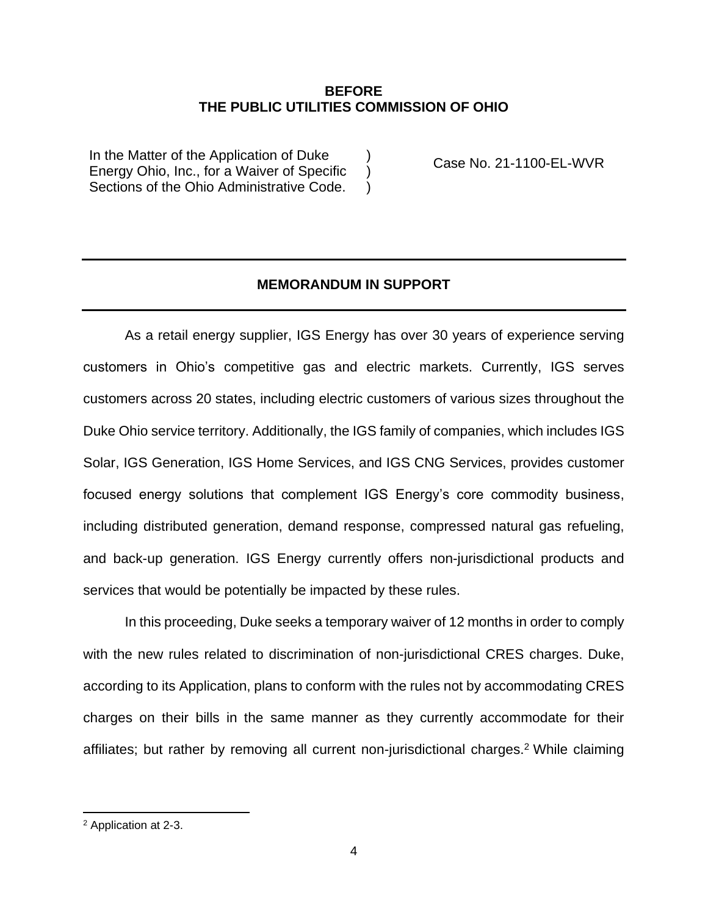**BEFORE**
**THE PUBLIC UTILITIES COMMISSION OF OHIO**

| | | |
|---|---|---|
| In the Matter of the Application of Duke Energy Ohio, Inc., for a Waiver of Specific Sections of the Ohio Administrative Code. | ) ) ) | Case No. 21-1100-EL-WVR |

---

## MEMORANDUM IN SUPPORT

---

As a retail energy supplier, IGS Energy has over 30 years of experience serving customers in Ohio's competitive gas and electric markets. Currently, IGS serves customers across 20 states, including electric customers of various sizes throughout the Duke Ohio service territory. Additionally, the IGS family of companies, which includes IGS Solar, IGS Generation, IGS Home Services, and IGS CNG Services, provides customer focused energy solutions that complement IGS Energy's core commodity business, including distributed generation, demand response, compressed natural gas refueling, and back-up generation. IGS Energy currently offers non-jurisdictional products and services that would be potentially be impacted by these rules.

In this proceeding, Duke seeks a temporary waiver of 12 months in order to comply with the new rules related to discrimination of non-jurisdictional CRES charges. Duke, according to its Application, plans to conform with the rules not by accommodating CRES charges on their bills in the same manner as they currently accommodate for their affiliates; but rather by removing all current non-jurisdictional charges.[2] While claiming

[2] Application at 2-3.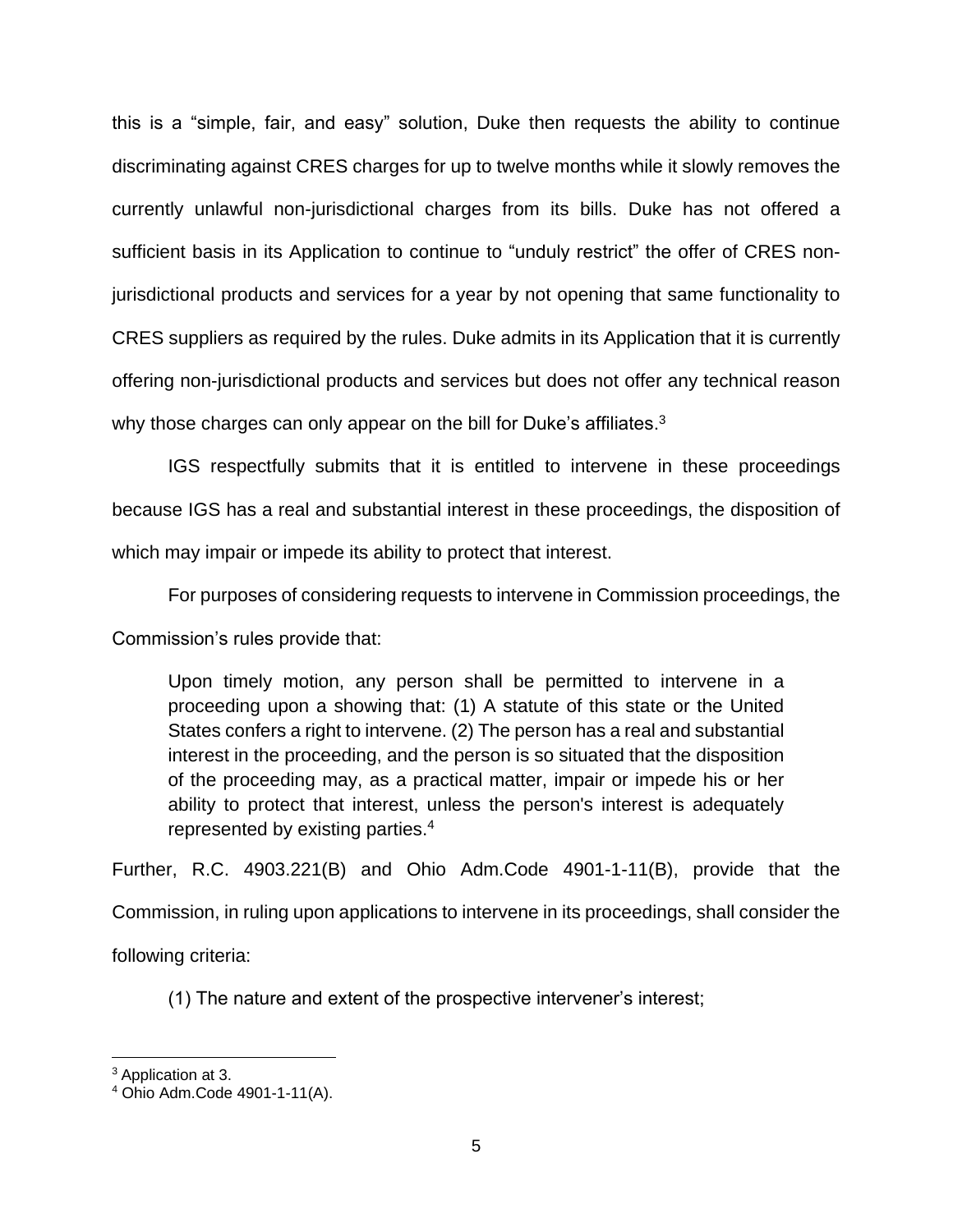this is a "simple, fair, and easy" solution, Duke then requests the ability to continue discriminating against CRES charges for up to twelve months while it slowly removes the currently unlawful non-jurisdictional charges from its bills. Duke has not offered a sufficient basis in its Application to continue to "unduly restrict" the offer of CRES non-jurisdictional products and services for a year by not opening that same functionality to CRES suppliers as required by the rules. Duke admits in its Application that it is currently offering non-jurisdictional products and services but does not offer any technical reason why those charges can only appear on the bill for Duke's affiliates.[3]

IGS respectfully submits that it is entitled to intervene in these proceedings because IGS has a real and substantial interest in these proceedings, the disposition of which may impair or impede its ability to protect that interest.

For purposes of considering requests to intervene in Commission proceedings, the Commission's rules provide that:

> Upon timely motion, any person shall be permitted to intervene in a proceeding upon a showing that: (1) A statute of this state or the United States confers a right to intervene. (2) The person has a real and substantial interest in the proceeding, and the person is so situated that the disposition of the proceeding may, as a practical matter, impair or impede his or her ability to protect that interest, unless the person's interest is adequately represented by existing parties.[4]

Further, R.C. 4903.221(B) and Ohio Adm.Code 4901-1-11(B), provide that the Commission, in ruling upon applications to intervene in its proceedings, shall consider the following criteria:

(1) The nature and extent of the prospective intervener's interest;

---

[3] Application at 3.

[4] Ohio Adm.Code 4901-1-11(A).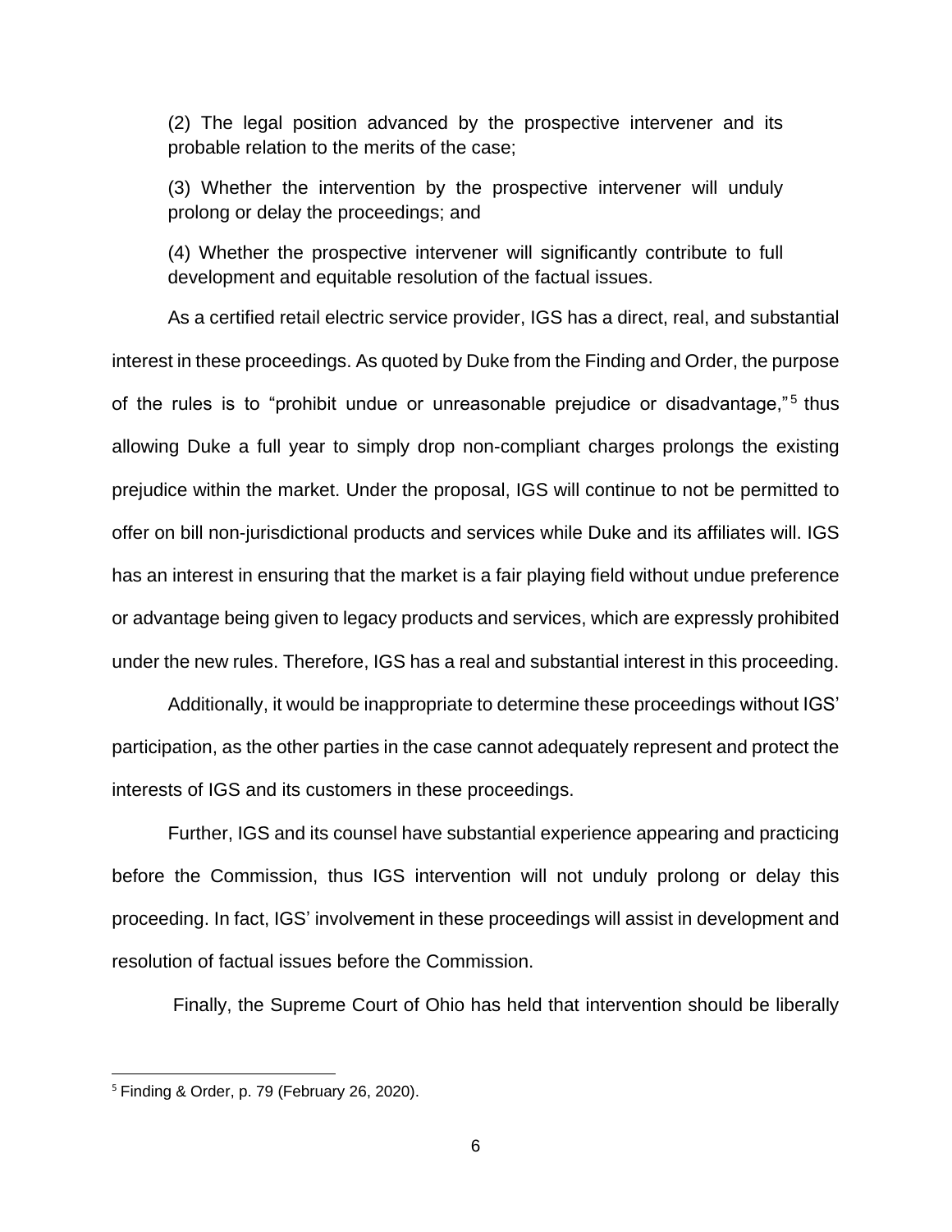(2) The legal position advanced by the prospective intervener and its probable relation to the merits of the case;

(3) Whether the intervention by the prospective intervener will unduly prolong or delay the proceedings; and

(4) Whether the prospective intervener will significantly contribute to full development and equitable resolution of the factual issues.

As a certified retail electric service provider, IGS has a direct, real, and substantial interest in these proceedings. As quoted by Duke from the Finding and Order, the purpose of the rules is to "prohibit undue or unreasonable prejudice or disadvantage,"[5] thus allowing Duke a full year to simply drop non-compliant charges prolongs the existing prejudice within the market. Under the proposal, IGS will continue to not be permitted to offer on bill non-jurisdictional products and services while Duke and its affiliates will. IGS has an interest in ensuring that the market is a fair playing field without undue preference or advantage being given to legacy products and services, which are expressly prohibited under the new rules. Therefore, IGS has a real and substantial interest in this proceeding.

Additionally, it would be inappropriate to determine these proceedings without IGS' participation, as the other parties in the case cannot adequately represent and protect the interests of IGS and its customers in these proceedings.

Further, IGS and its counsel have substantial experience appearing and practicing before the Commission, thus IGS intervention will not unduly prolong or delay this proceeding. In fact, IGS' involvement in these proceedings will assist in development and resolution of factual issues before the Commission.

Finally, the Supreme Court of Ohio has held that intervention should be liberally

---

[5] Finding & Order, p. 79 (February 26, 2020).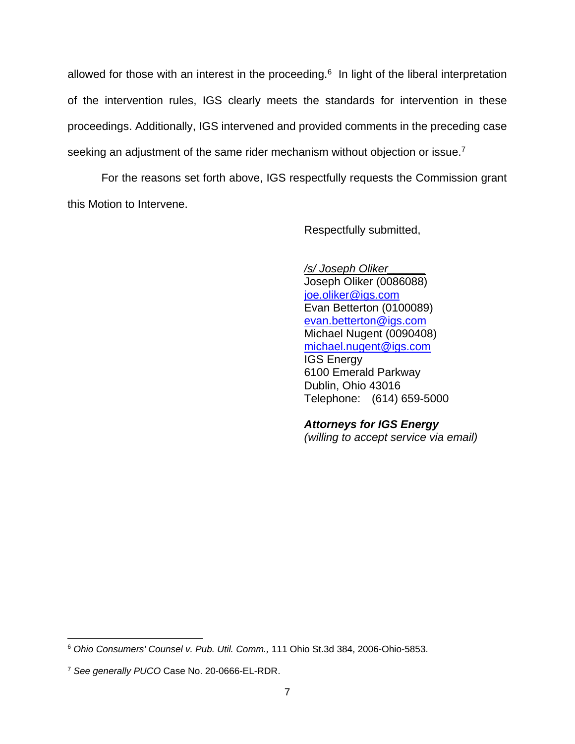allowed for those with an interest in the proceeding.[6] In light of the liberal interpretation of the intervention rules, IGS clearly meets the standards for intervention in these proceedings. Additionally, IGS intervened and provided comments in the preceding case seeking an adjustment of the same rider mechanism without objection or issue.[7]

For the reasons set forth above, IGS respectfully requests the Commission grant this Motion to Intervene.

Respectfully submitted,

*/s/ Joseph Oliker______*
Joseph Oliker (0086088)
joe.oliker@igs.com
Evan Betterton (0100089)
evan.betterton@igs.com
Michael Nugent (0090408)
michael.nugent@igs.com
IGS Energy
6100 Emerald Parkway
Dublin, Ohio 43016
Telephone: (614) 659-5000

***Attorneys for IGS Energy***
*(willing to accept service via email)*

---

[6] *Ohio Consumers' Counsel v. Pub. Util. Comm.,* 111 Ohio St.3d 384, 2006-Ohio-5853.

[7] *See generally PUCO* Case No. 20-0666-EL-RDR.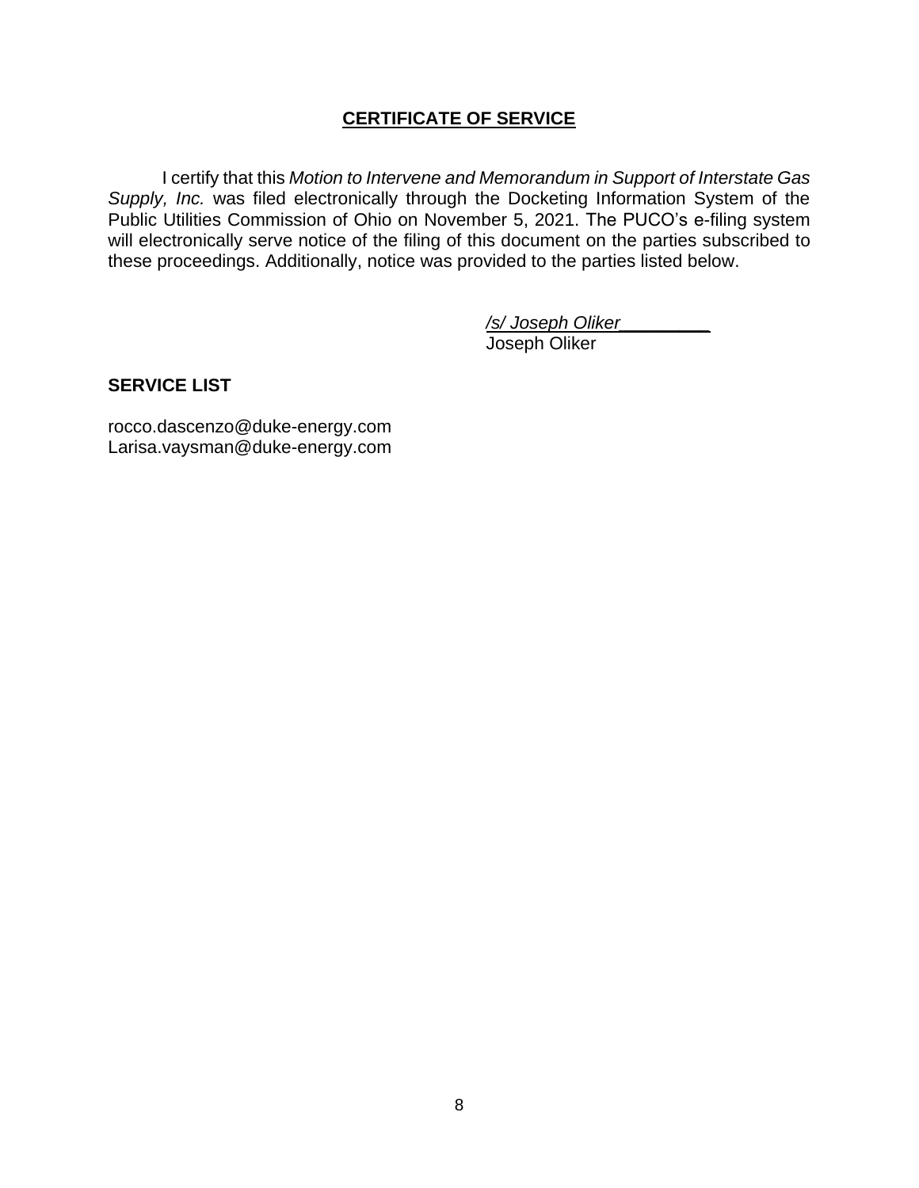## CERTIFICATE OF SERVICE

I certify that this *Motion to Intervene and Memorandum in Support of Interstate Gas Supply, Inc.* was filed electronically through the Docketing Information System of the Public Utilities Commission of Ohio on November 5, 2021. The PUCO's e-filing system will electronically serve notice of the filing of this document on the parties subscribed to these proceedings. Additionally, notice was provided to the parties listed below.

*/s/ Joseph Oliker*
Joseph Oliker

**SERVICE LIST**

rocco.dascenzo@duke-energy.com
Larisa.vaysman@duke-energy.com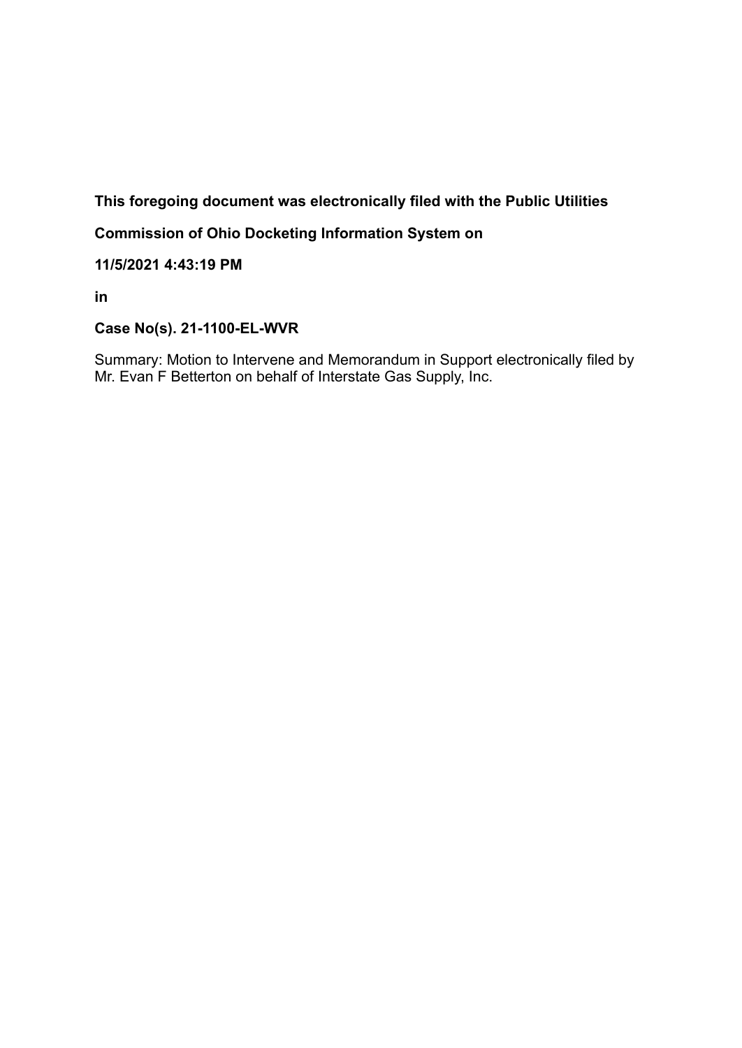**This foregoing document was electronically filed with the Public Utilities**

**Commission of Ohio Docketing Information System on**

**11/5/2021 4:43:19 PM**

**in**

**Case No(s). 21-1100-EL-WVR**

Summary: Motion to Intervene and Memorandum in Support electronically filed by Mr. Evan F Betterton on behalf of Interstate Gas Supply, Inc.